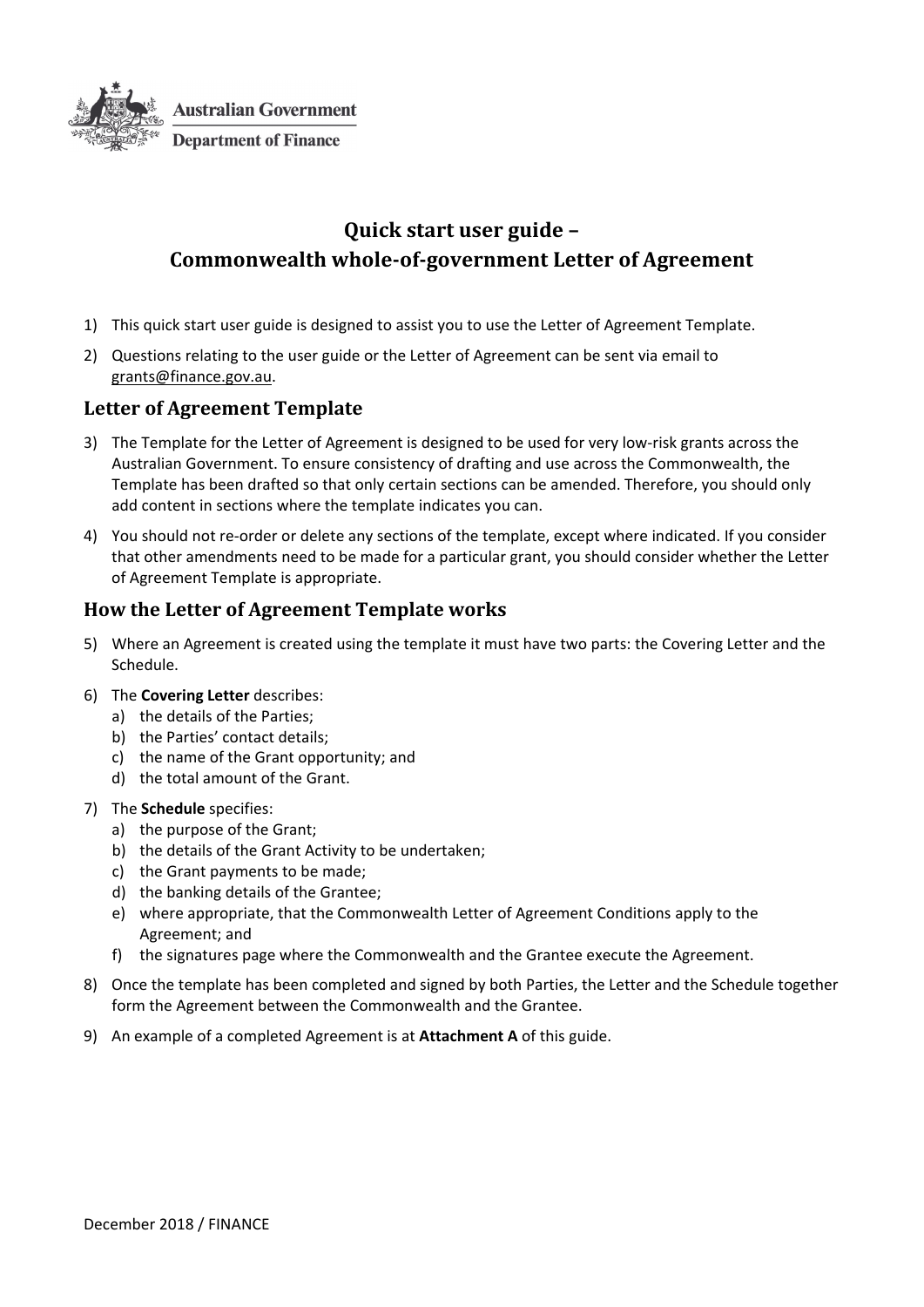Australian Government
Department of Finance

# Quick start user guide – Commonwealth whole-of-government Letter of Agreement

1) This quick start user guide is designed to assist you to use the Letter of Agreement Template.
2) Questions relating to the user guide or the Letter of Agreement can be sent via email to grants@finance.gov.au.

## Letter of Agreement Template

3) The Template for the Letter of Agreement is designed to be used for very low-risk grants across the Australian Government. To ensure consistency of drafting and use across the Commonwealth, the Template has been drafted so that only certain sections can be amended. Therefore, you should only add content in sections where the template indicates you can.
4) You should not re-order or delete any sections of the template, except where indicated. If you consider that other amendments need to be made for a particular grant, you should consider whether the Letter of Agreement Template is appropriate.

## How the Letter of Agreement Template works

5) Where an Agreement is created using the template it must have two parts: the Covering Letter and the Schedule.
6) The **Covering Letter** describes:
   a) the details of the Parties;
   b) the Parties' contact details;
   c) the name of the Grant opportunity; and
   d) the total amount of the Grant.
7) The **Schedule** specifies:
   a) the purpose of the Grant;
   b) the details of the Grant Activity to be undertaken;
   c) the Grant payments to be made;
   d) the banking details of the Grantee;
   e) where appropriate, that the Commonwealth Letter of Agreement Conditions apply to the Agreement; and
   f) the signatures page where the Commonwealth and the Grantee execute the Agreement.
8) Once the template has been completed and signed by both Parties, the Letter and the Schedule together form the Agreement between the Commonwealth and the Grantee.
9) An example of a completed Agreement is at **Attachment A** of this guide.

December 2018 / FINANCE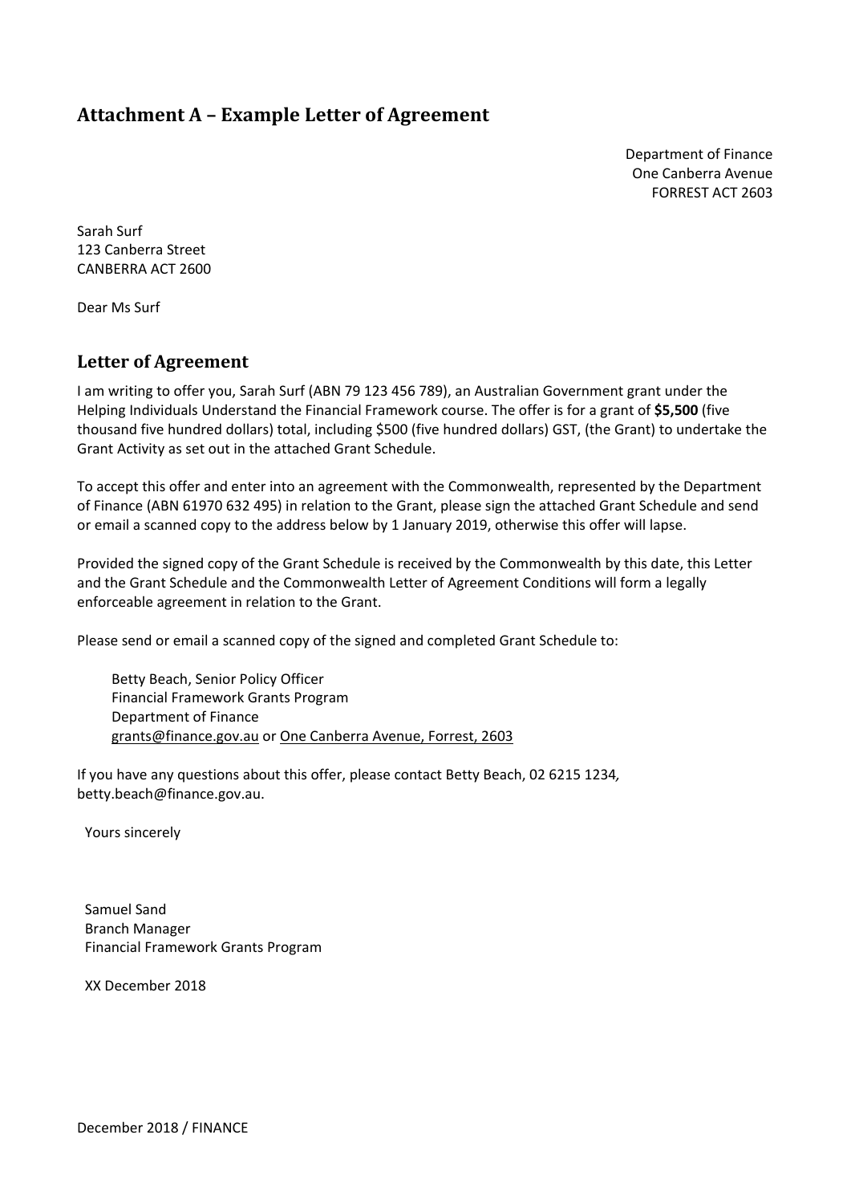## Attachment A – Example Letter of Agreement

Department of Finance
One Canberra Avenue
FORREST ACT 2603

Sarah Surf
123 Canberra Street
CANBERRA ACT 2600

Dear Ms Surf

## Letter of Agreement

I am writing to offer you, Sarah Surf (ABN 79 123 456 789), an Australian Government grant under the Helping Individuals Understand the Financial Framework course. The offer is for a grant of **$5,500** (five thousand five hundred dollars) total, including $500 (five hundred dollars) GST, (the Grant) to undertake the Grant Activity as set out in the attached Grant Schedule.

To accept this offer and enter into an agreement with the Commonwealth, represented by the Department of Finance (ABN 61970 632 495) in relation to the Grant, please sign the attached Grant Schedule and send or email a scanned copy to the address below by 1 January 2019, otherwise this offer will lapse.

Provided the signed copy of the Grant Schedule is received by the Commonwealth by this date, this Letter and the Grant Schedule and the Commonwealth Letter of Agreement Conditions will form a legally enforceable agreement in relation to the Grant.

Please send or email a scanned copy of the signed and completed Grant Schedule to:

> Betty Beach, Senior Policy Officer
> Financial Framework Grants Program
> Department of Finance
> grants@finance.gov.au or One Canberra Avenue, Forrest, 2603

If you have any questions about this offer, please contact Betty Beach, 02 6215 1234, betty.beach@finance.gov.au.

Yours sincerely

Samuel Sand
Branch Manager
Financial Framework Grants Program

XX December 2018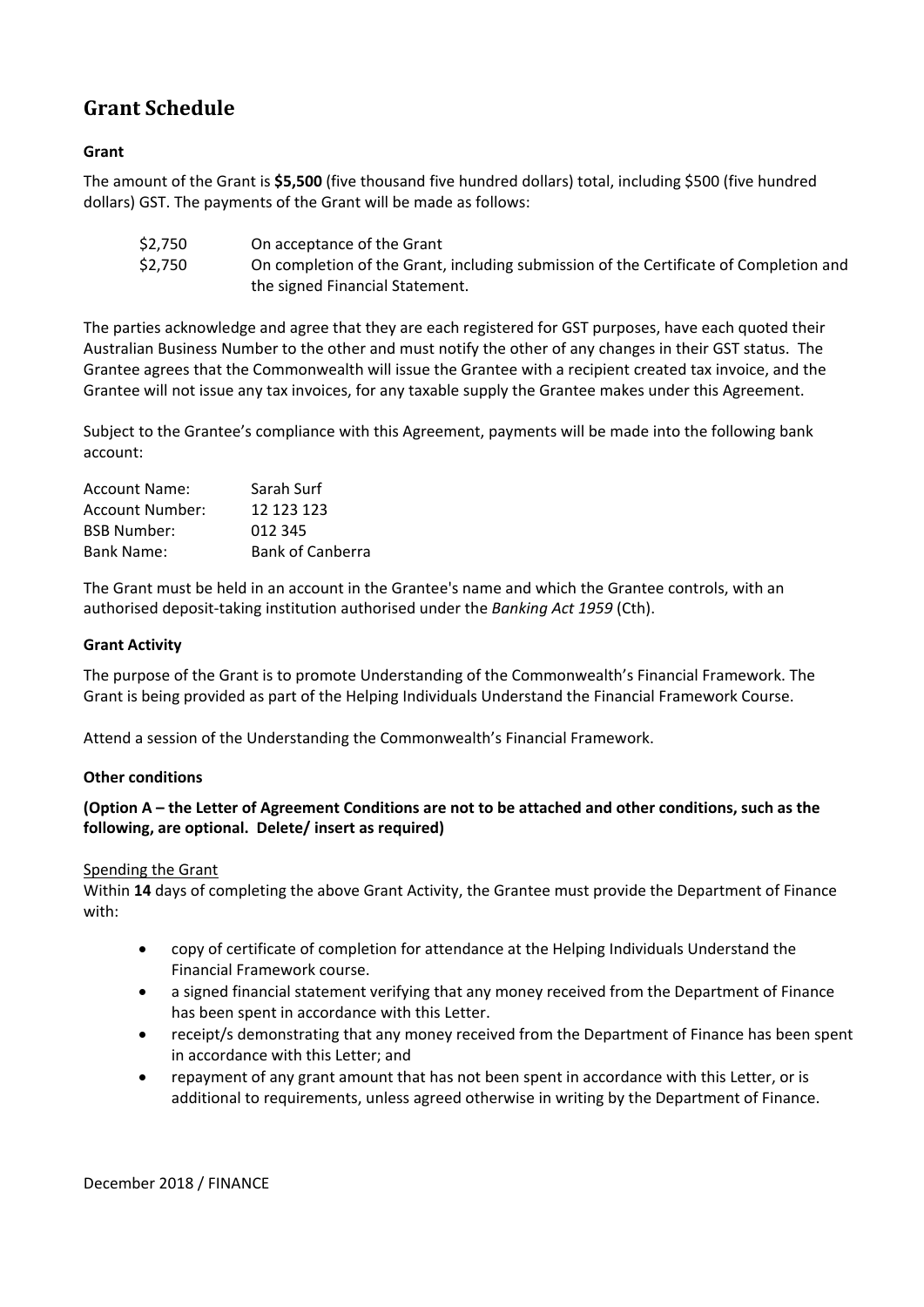## Grant Schedule

### Grant

The amount of the Grant is **$5,500** (five thousand five hundred dollars) total, including $500 (five hundred dollars) GST. The payments of the Grant will be made as follows:

| | |
|---|---|
| $2,750 | On acceptance of the Grant |
| $2,750 | On completion of the Grant, including submission of the Certificate of Completion and the signed Financial Statement. |

The parties acknowledge and agree that they are each registered for GST purposes, have each quoted their Australian Business Number to the other and must notify the other of any changes in their GST status. The Grantee agrees that the Commonwealth will issue the Grantee with a recipient created tax invoice, and the Grantee will not issue any tax invoices, for any taxable supply the Grantee makes under this Agreement.

Subject to the Grantee's compliance with this Agreement, payments will be made into the following bank account:

| | |
|---|---|
| Account Name: | Sarah Surf |
| Account Number: | 12 123 123 |
| BSB Number: | 012 345 |
| Bank Name: | Bank of Canberra |

The Grant must be held in an account in the Grantee's name and which the Grantee controls, with an authorised deposit-taking institution authorised under the *Banking Act 1959* (Cth).

### Grant Activity

The purpose of the Grant is to promote Understanding of the Commonwealth's Financial Framework. The Grant is being provided as part of the Helping Individuals Understand the Financial Framework Course.

Attend a session of the Understanding the Commonwealth's Financial Framework.

### Other conditions

**(Option A – the Letter of Agreement Conditions are not to be attached and other conditions, such as the following, are optional. Delete/ insert as required)**

<u>Spending the Grant</u>

Within **14** days of completing the above Grant Activity, the Grantee must provide the Department of Finance with:

- copy of certificate of completion for attendance at the Helping Individuals Understand the Financial Framework course.
- a signed financial statement verifying that any money received from the Department of Finance has been spent in accordance with this Letter.
- receipt/s demonstrating that any money received from the Department of Finance has been spent in accordance with this Letter; and
- repayment of any grant amount that has not been spent in accordance with this Letter, or is additional to requirements, unless agreed otherwise in writing by the Department of Finance.

December 2018 / FINANCE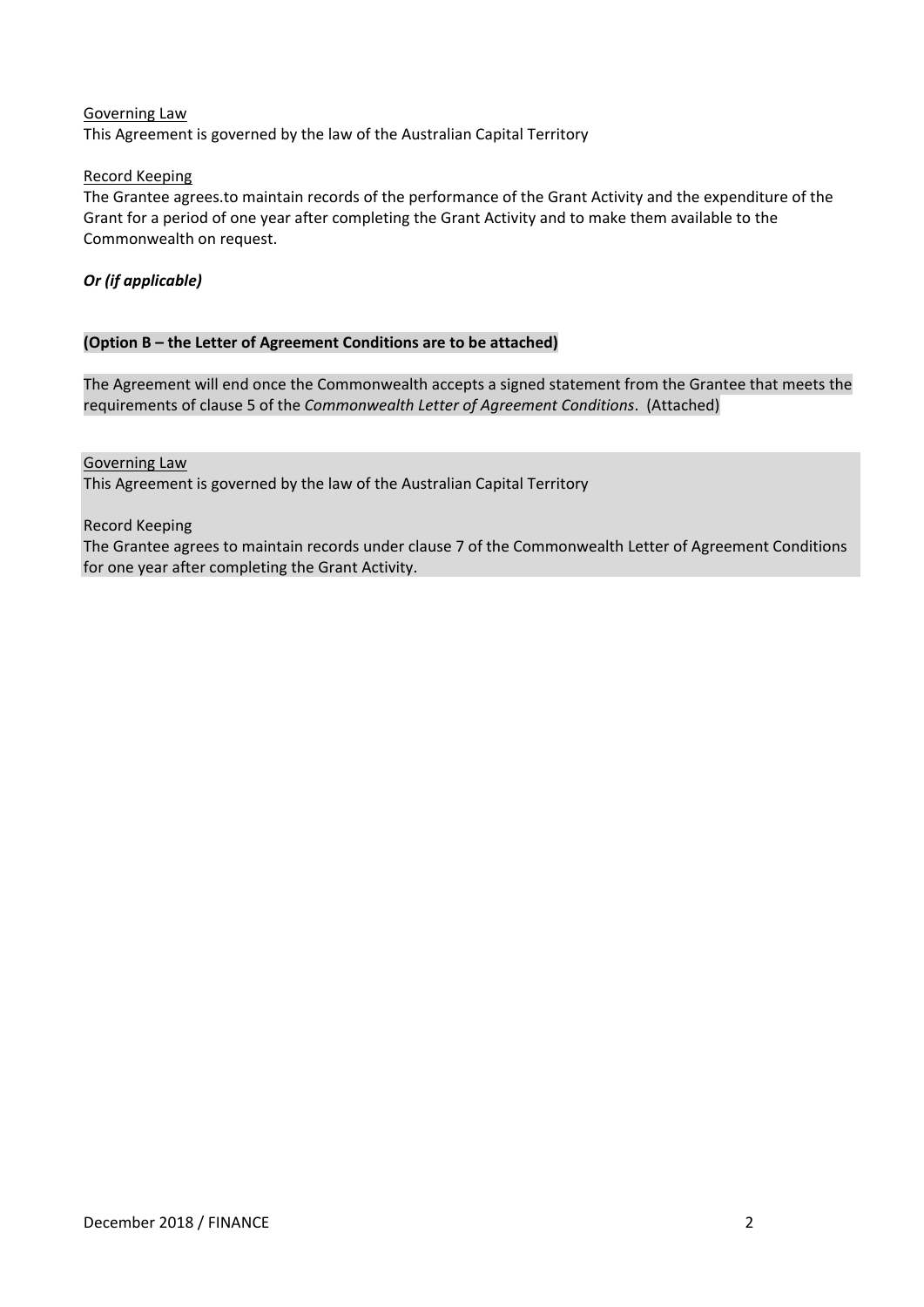Governing Law

This Agreement is governed by the law of the Australian Capital Territory

Record Keeping

The Grantee agrees.to maintain records of the performance of the Grant Activity and the expenditure of the Grant for a period of one year after completing the Grant Activity and to make them available to the Commonwealth on request.

***Or (if applicable)***

**(Option B – the Letter of Agreement Conditions are to be attached)**

The Agreement will end once the Commonwealth accepts a signed statement from the Grantee that meets the requirements of clause 5 of the *Commonwealth Letter of Agreement Conditions*. (Attached)

Governing Law

This Agreement is governed by the law of the Australian Capital Territory

Record Keeping

The Grantee agrees to maintain records under clause 7 of the Commonwealth Letter of Agreement Conditions for one year after completing the Grant Activity.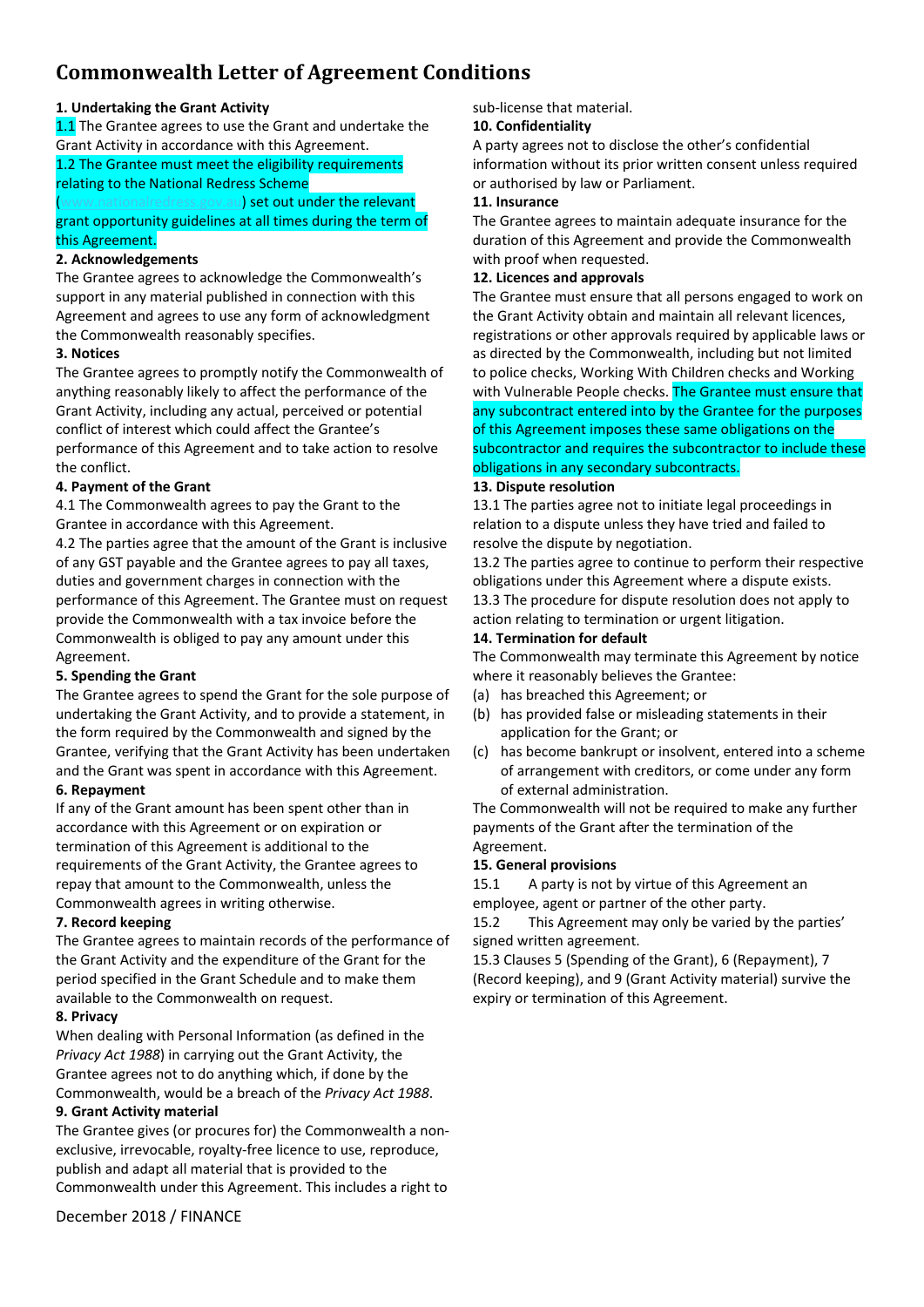# Commonwealth Letter of Agreement Conditions

**1. Undertaking the Grant Activity**

1.1 The Grantee agrees to use the Grant and undertake the Grant Activity in accordance with this Agreement.

1.2 The Grantee must meet the eligibility requirements relating to the National Redress Scheme (www.nationalredress.gov.au) set out under the relevant grant opportunity guidelines at all times during the term of this Agreement.

**2. Acknowledgements**

The Grantee agrees to acknowledge the Commonwealth's support in any material published in connection with this Agreement and agrees to use any form of acknowledgment the Commonwealth reasonably specifies.

**3. Notices**

The Grantee agrees to promptly notify the Commonwealth of anything reasonably likely to affect the performance of the Grant Activity, including any actual, perceived or potential conflict of interest which could affect the Grantee's performance of this Agreement and to take action to resolve the conflict.

**4. Payment of the Grant**

4.1 The Commonwealth agrees to pay the Grant to the Grantee in accordance with this Agreement.

4.2 The parties agree that the amount of the Grant is inclusive of any GST payable and the Grantee agrees to pay all taxes, duties and government charges in connection with the performance of this Agreement. The Grantee must on request provide the Commonwealth with a tax invoice before the Commonwealth is obliged to pay any amount under this Agreement.

**5. Spending the Grant**

The Grantee agrees to spend the Grant for the sole purpose of undertaking the Grant Activity, and to provide a statement, in the form required by the Commonwealth and signed by the Grantee, verifying that the Grant Activity has been undertaken and the Grant was spent in accordance with this Agreement.

**6. Repayment**

If any of the Grant amount has been spent other than in accordance with this Agreement or on expiration or termination of this Agreement is additional to the requirements of the Grant Activity, the Grantee agrees to repay that amount to the Commonwealth, unless the Commonwealth agrees in writing otherwise.

**7. Record keeping**

The Grantee agrees to maintain records of the performance of the Grant Activity and the expenditure of the Grant for the period specified in the Grant Schedule and to make them available to the Commonwealth on request.

**8. Privacy**

When dealing with Personal Information (as defined in the *Privacy Act 1988*) in carrying out the Grant Activity, the Grantee agrees not to do anything which, if done by the Commonwealth, would be a breach of the *Privacy Act 1988*.

**9. Grant Activity material**

The Grantee gives (or procures for) the Commonwealth a non-exclusive, irrevocable, royalty-free licence to use, reproduce, publish and adapt all material that is provided to the Commonwealth under this Agreement. This includes a right to sub-license that material.

**10. Confidentiality**

A party agrees not to disclose the other's confidential information without its prior written consent unless required or authorised by law or Parliament.

**11. Insurance**

The Grantee agrees to maintain adequate insurance for the duration of this Agreement and provide the Commonwealth with proof when requested.

**12. Licences and approvals**

The Grantee must ensure that all persons engaged to work on the Grant Activity obtain and maintain all relevant licences, registrations or other approvals required by applicable laws or as directed by the Commonwealth, including but not limited to police checks, Working With Children checks and Working with Vulnerable People checks. The Grantee must ensure that any subcontract entered into by the Grantee for the purposes of this Agreement imposes these same obligations on the subcontractor and requires the subcontractor to include these obligations in any secondary subcontracts.

**13. Dispute resolution**

13.1 The parties agree not to initiate legal proceedings in relation to a dispute unless they have tried and failed to resolve the dispute by negotiation.

13.2 The parties agree to continue to perform their respective obligations under this Agreement where a dispute exists.

13.3 The procedure for dispute resolution does not apply to action relating to termination or urgent litigation.

**14. Termination for default**

The Commonwealth may terminate this Agreement by notice where it reasonably believes the Grantee:

(a) has breached this Agreement; or

(b) has provided false or misleading statements in their application for the Grant; or

(c) has become bankrupt or insolvent, entered into a scheme of arrangement with creditors, or come under any form of external administration.

The Commonwealth will not be required to make any further payments of the Grant after the termination of the Agreement.

**15. General provisions**

15.1 A party is not by virtue of this Agreement an employee, agent or partner of the other party.

15.2 This Agreement may only be varied by the parties' signed written agreement.

15.3 Clauses 5 (Spending of the Grant), 6 (Repayment), 7 (Record keeping), and 9 (Grant Activity material) survive the expiry or termination of this Agreement.

December 2018 / FINANCE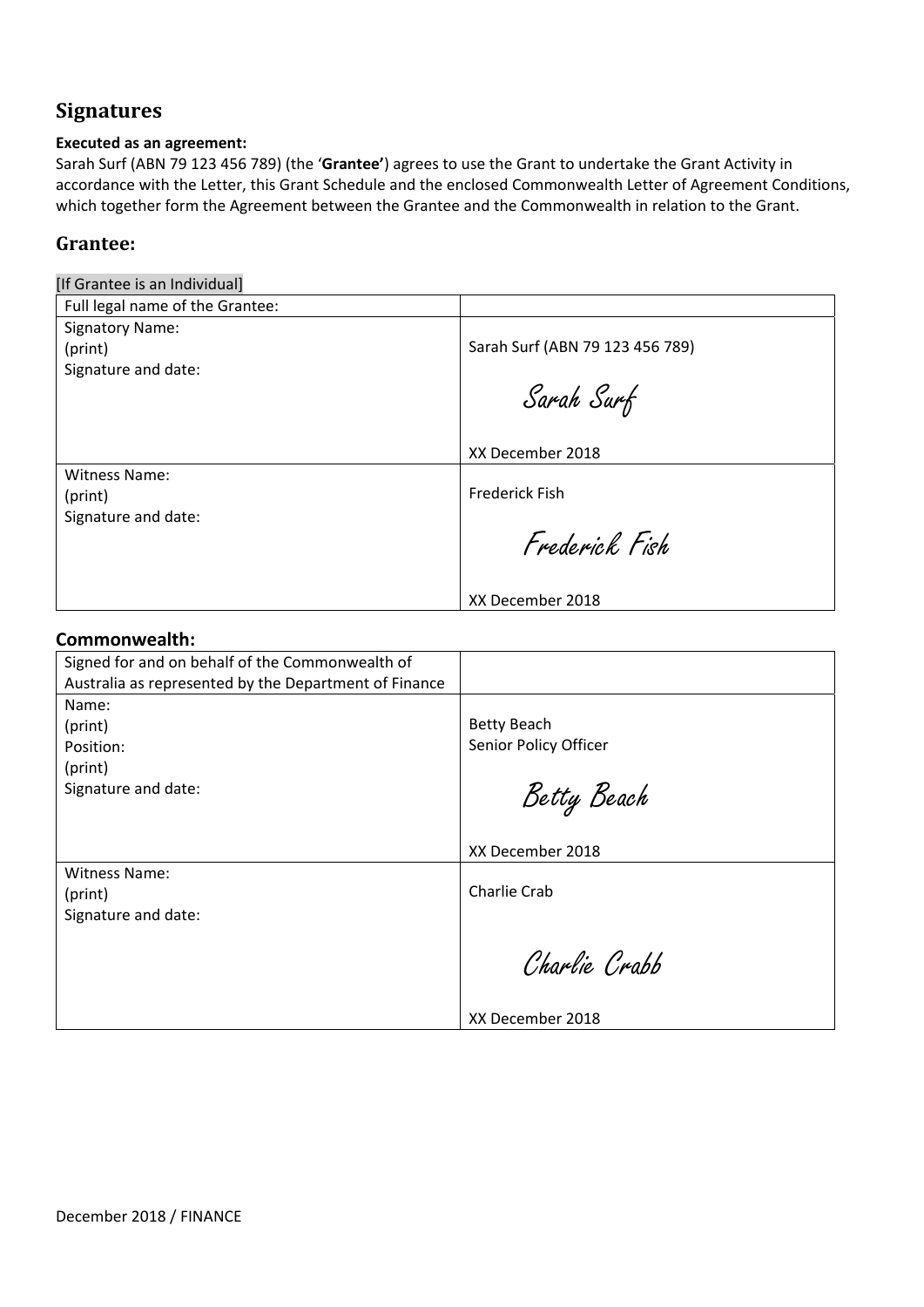## Signatures

**Executed as an agreement:**

Sarah Surf (ABN 79 123 456 789) (the '**Grantee'**) agrees to use the Grant to undertake the Grant Activity in accordance with the Letter, this Grant Schedule and the enclosed Commonwealth Letter of Agreement Conditions, which together form the Agreement between the Grantee and the Commonwealth in relation to the Grant.

## Grantee:

[If Grantee is an Individual]

| | |
|---|---|
| Full legal name of the Grantee: | |
| Signatory Name:<br>(print)<br>Signature and date: | Sarah Surf (ABN 79 123 456 789)<br>Sarah Surf<br>XX December 2018 |
| Witness Name:<br>(print)<br>Signature and date: | Frederick Fish<br>Frederick Fish<br>XX December 2018 |

### Commonwealth:

| | |
|---|---|
| Signed for and on behalf of the Commonwealth of Australia as represented by the Department of Finance | |
| Name:<br>(print)<br>Position:<br>(print)<br>Signature and date: | Betty Beach<br>Senior Policy Officer<br>Betty Beach<br>XX December 2018 |
| Witness Name:<br>(print)<br>Signature and date: | Charlie Crab<br>Charlie Crabb<br>XX December 2018 |

December 2018 / FINANCE